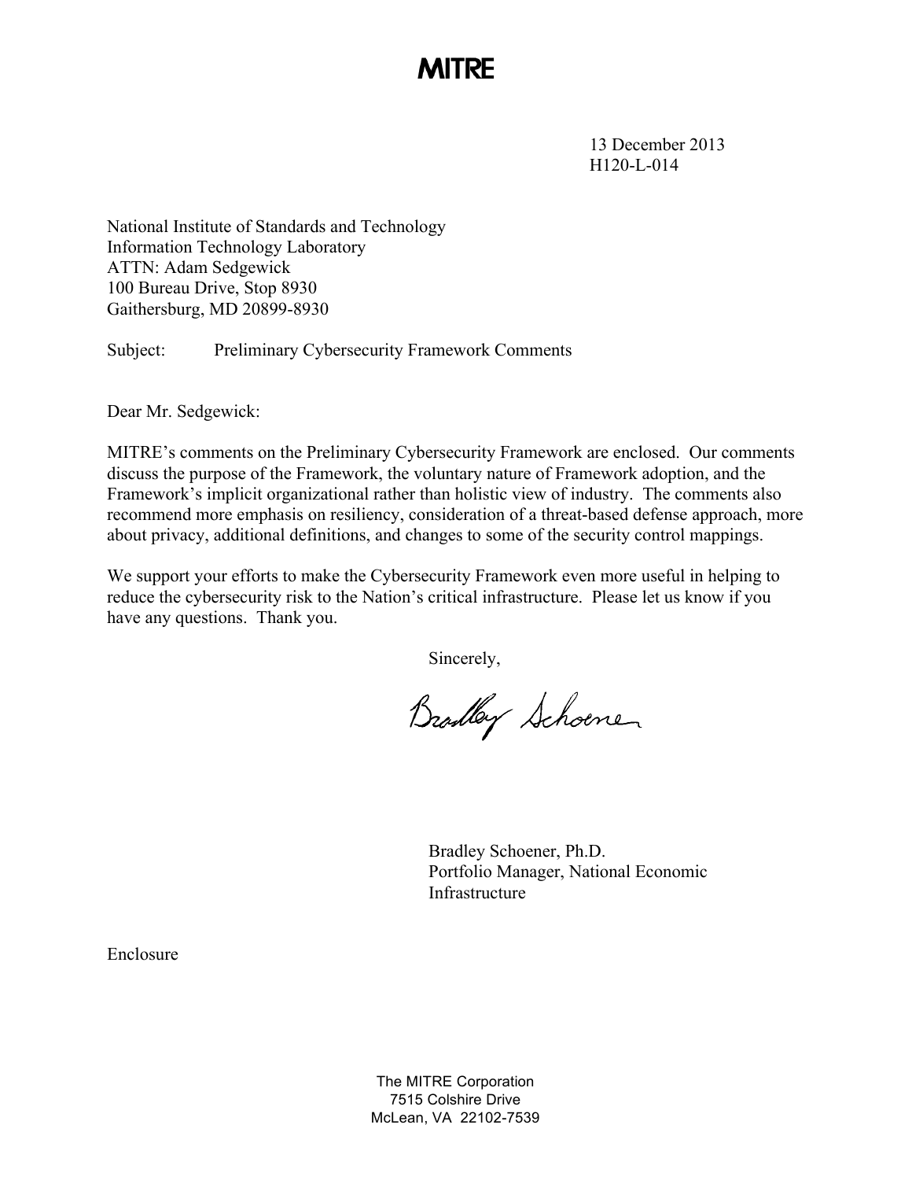# MITRE

13 December 2013
H120-L-014

National Institute of Standards and Technology
Information Technology Laboratory
ATTN: Adam Sedgewick
100 Bureau Drive, Stop 8930
Gaithersburg, MD 20899-8930

Subject: Preliminary Cybersecurity Framework Comments

Dear Mr. Sedgewick:

MITRE's comments on the Preliminary Cybersecurity Framework are enclosed. Our comments discuss the purpose of the Framework, the voluntary nature of Framework adoption, and the Framework's implicit organizational rather than holistic view of industry. The comments also recommend more emphasis on resiliency, consideration of a threat-based defense approach, more about privacy, additional definitions, and changes to some of the security control mappings.

We support your efforts to make the Cybersecurity Framework even more useful in helping to reduce the cybersecurity risk to the Nation's critical infrastructure. Please let us know if you have any questions. Thank you.

Sincerely,

Bradley Schoener

Bradley Schoener, Ph.D.
Portfolio Manager, National Economic Infrastructure

Enclosure

The MITRE Corporation
7515 Colshire Drive
McLean, VA 22102-7539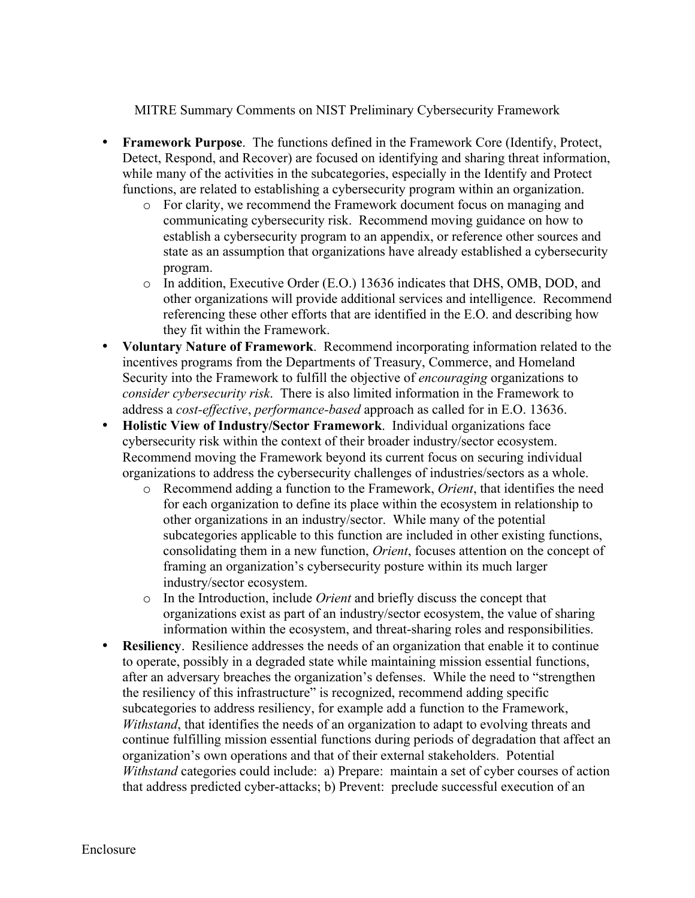MITRE Summary Comments on NIST Preliminary Cybersecurity Framework

- **Framework Purpose**. The functions defined in the Framework Core (Identify, Protect, Detect, Respond, and Recover) are focused on identifying and sharing threat information, while many of the activities in the subcategories, especially in the Identify and Protect functions, are related to establishing a cybersecurity program within an organization.
  - For clarity, we recommend the Framework document focus on managing and communicating cybersecurity risk. Recommend moving guidance on how to establish a cybersecurity program to an appendix, or reference other sources and state as an assumption that organizations have already established a cybersecurity program.
  - In addition, Executive Order (E.O.) 13636 indicates that DHS, OMB, DOD, and other organizations will provide additional services and intelligence. Recommend referencing these other efforts that are identified in the E.O. and describing how they fit within the Framework.
- **Voluntary Nature of Framework**. Recommend incorporating information related to the incentives programs from the Departments of Treasury, Commerce, and Homeland Security into the Framework to fulfill the objective of *encouraging* organizations to *consider cybersecurity risk*. There is also limited information in the Framework to address a *cost-effective*, *performance-based* approach as called for in E.O. 13636.
- **Holistic View of Industry/Sector Framework**. Individual organizations face cybersecurity risk within the context of their broader industry/sector ecosystem. Recommend moving the Framework beyond its current focus on securing individual organizations to address the cybersecurity challenges of industries/sectors as a whole.
  - Recommend adding a function to the Framework, *Orient*, that identifies the need for each organization to define its place within the ecosystem in relationship to other organizations in an industry/sector. While many of the potential subcategories applicable to this function are included in other existing functions, consolidating them in a new function, *Orient*, focuses attention on the concept of framing an organization's cybersecurity posture within its much larger industry/sector ecosystem.
  - In the Introduction, include *Orient* and briefly discuss the concept that organizations exist as part of an industry/sector ecosystem, the value of sharing information within the ecosystem, and threat-sharing roles and responsibilities.
- **Resiliency**. Resilience addresses the needs of an organization that enable it to continue to operate, possibly in a degraded state while maintaining mission essential functions, after an adversary breaches the organization's defenses. While the need to "strengthen the resiliency of this infrastructure" is recognized, recommend adding specific subcategories to address resiliency, for example add a function to the Framework, *Withstand*, that identifies the needs of an organization to adapt to evolving threats and continue fulfilling mission essential functions during periods of degradation that affect an organization's own operations and that of their external stakeholders. Potential *Withstand* categories could include: a) Prepare: maintain a set of cyber courses of action that address predicted cyber-attacks; b) Prevent: preclude successful execution of an

Enclosure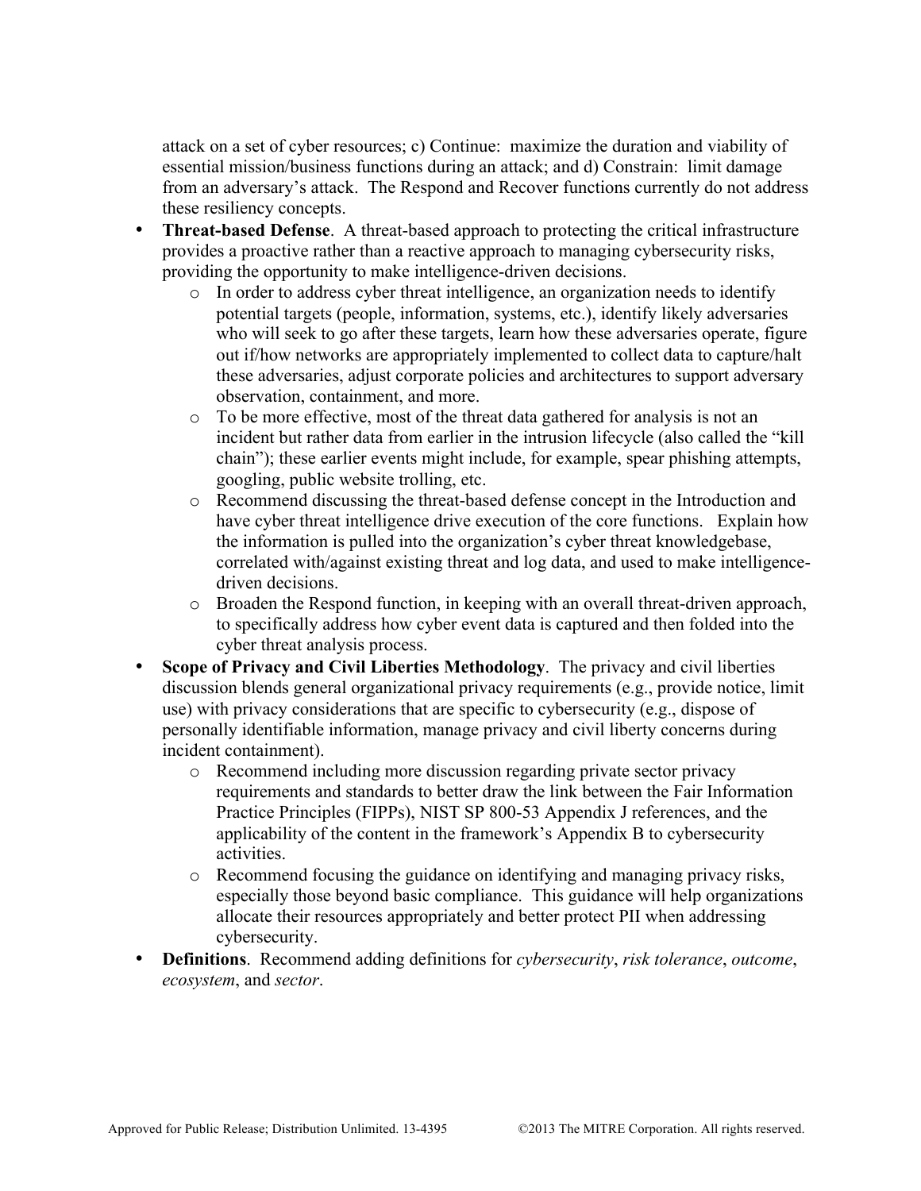attack on a set of cyber resources; c) Continue: maximize the duration and viability of essential mission/business functions during an attack; and d) Constrain: limit damage from an adversary's attack. The Respond and Recover functions currently do not address these resiliency concepts.

- **Threat-based Defense**. A threat-based approach to protecting the critical infrastructure provides a proactive rather than a reactive approach to managing cybersecurity risks, providing the opportunity to make intelligence-driven decisions.
    - In order to address cyber threat intelligence, an organization needs to identify potential targets (people, information, systems, etc.), identify likely adversaries who will seek to go after these targets, learn how these adversaries operate, figure out if/how networks are appropriately implemented to collect data to capture/halt these adversaries, adjust corporate policies and architectures to support adversary observation, containment, and more.
    - To be more effective, most of the threat data gathered for analysis is not an incident but rather data from earlier in the intrusion lifecycle (also called the "kill chain"); these earlier events might include, for example, spear phishing attempts, googling, public website trolling, etc.
    - Recommend discussing the threat-based defense concept in the Introduction and have cyber threat intelligence drive execution of the core functions. Explain how the information is pulled into the organization's cyber threat knowledgebase, correlated with/against existing threat and log data, and used to make intelligence-driven decisions.
    - Broaden the Respond function, in keeping with an overall threat-driven approach, to specifically address how cyber event data is captured and then folded into the cyber threat analysis process.
- **Scope of Privacy and Civil Liberties Methodology**. The privacy and civil liberties discussion blends general organizational privacy requirements (e.g., provide notice, limit use) with privacy considerations that are specific to cybersecurity (e.g., dispose of personally identifiable information, manage privacy and civil liberty concerns during incident containment).
    - Recommend including more discussion regarding private sector privacy requirements and standards to better draw the link between the Fair Information Practice Principles (FIPPs), NIST SP 800-53 Appendix J references, and the applicability of the content in the framework's Appendix B to cybersecurity activities.
    - Recommend focusing the guidance on identifying and managing privacy risks, especially those beyond basic compliance. This guidance will help organizations allocate their resources appropriately and better protect PII when addressing cybersecurity.
- **Definitions**. Recommend adding definitions for *cybersecurity*, *risk tolerance*, *outcome*, *ecosystem*, and *sector*.

Approved for Public Release; Distribution Unlimited. 13-4395 ©2013 The MITRE Corporation. All rights reserved.